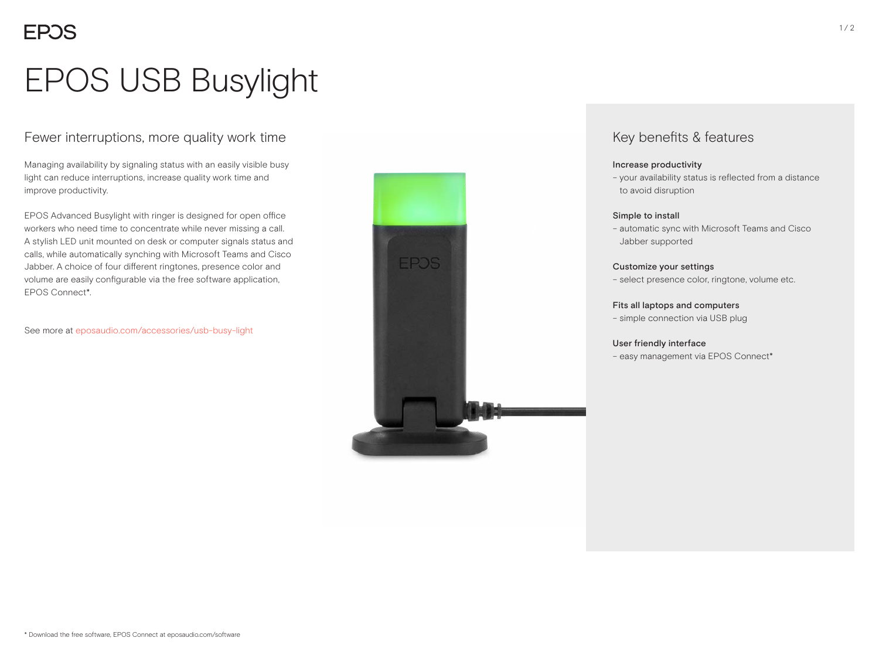# EPOS USB Busylight

## Fewer interruptions, more quality work time

Managing availability by signaling status with an easily visible busy light can reduce interruptions, increase quality work time and improve productivity.

EPOS Advanced Busylight with ringer is designed for open office workers who need time to concentrate while never missing a call. A stylish LED unit mounted on desk or computer signals status and calls, while automatically synching with Microsoft Teams and Cisco Jabber. A choice of four different ringtones, presence color and volume are easily configurable via the free software application, EPOS Connect*.

See more at eposaudio.com/accessories/usb-busy-light

## Key benefits & features

**Increase productivity**
- your availability status is reflected from a distance to avoid disruption

**Simple to install**
- automatic sync with Microsoft Teams and Cisco Jabber supported

**Customize your settings**
- select presence color, ringtone, volume etc.

**Fits all laptops and computers**
- simple connection via USB plug

**User friendly interface**
- easy management via EPOS Connect*

* Download the free software, EPOS Connect at eposaudio.com/software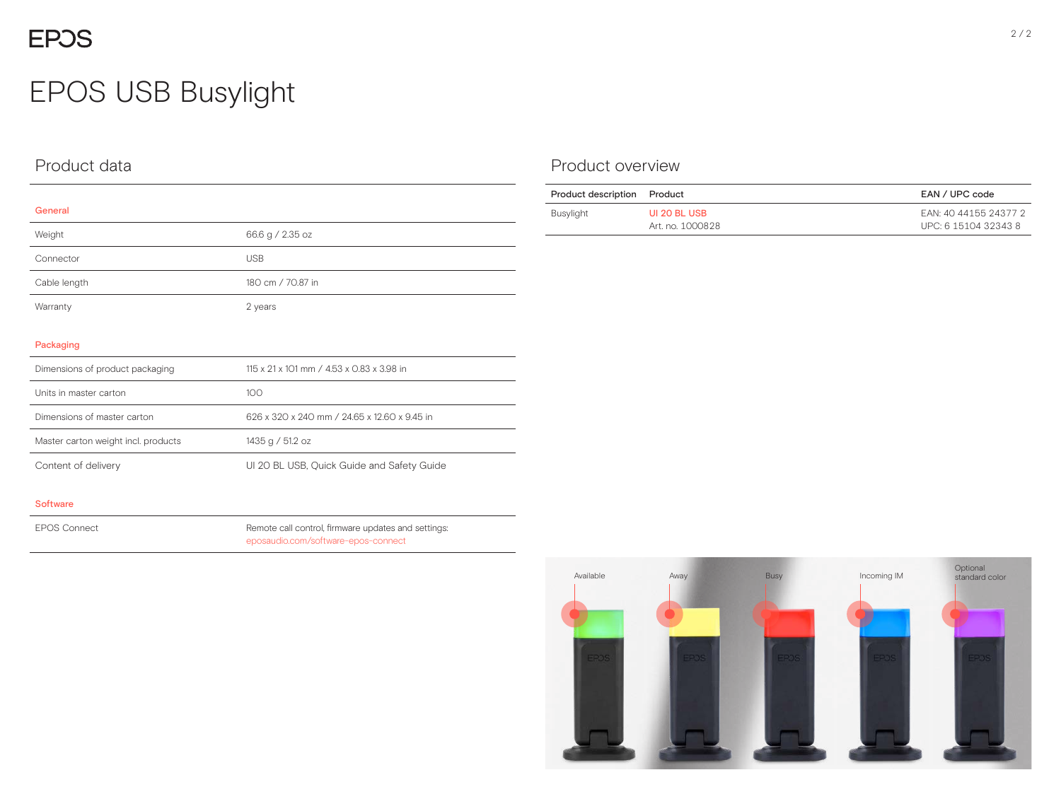# EPOS USB Busylight

## Product data

| | |
|---|---|
| **General** | |
| Weight | 66.6 g / 2.35 oz |
| Connector | USB |
| Cable length | 180 cm / 70.87 in |
| Warranty | 2 years |

| | |
|---|---|
| **Packaging** | |
| Dimensions of product packaging | 115 x 21 x 101 mm / 4.53 x 0.83 x 3.98 in |
| Units in master carton | 100 |
| Dimensions of master carton | 626 x 320 x 240 mm / 24.65 x 12.60 x 9.45 in |
| Master carton weight incl. products | 1435 g / 51.2 oz |
| Content of delivery | UI 20 BL USB, Quick Guide and Safety Guide |

| | |
|---|---|
| **Software** | |
| EPOS Connect | Remote call control, firmware updates and settings: eposaudio.com/software-epos-connect |

## Product overview

| Product description | Product | EAN / UPC code |
|---|---|---|
| Busylight | UI 20 BL USB<br>Art. no. 1000828 | EAN: 40 44155 24377 2<br>UPC: 6 15104 32343 8 |

Available

Away

Busy

Incoming IM

Optional standard color